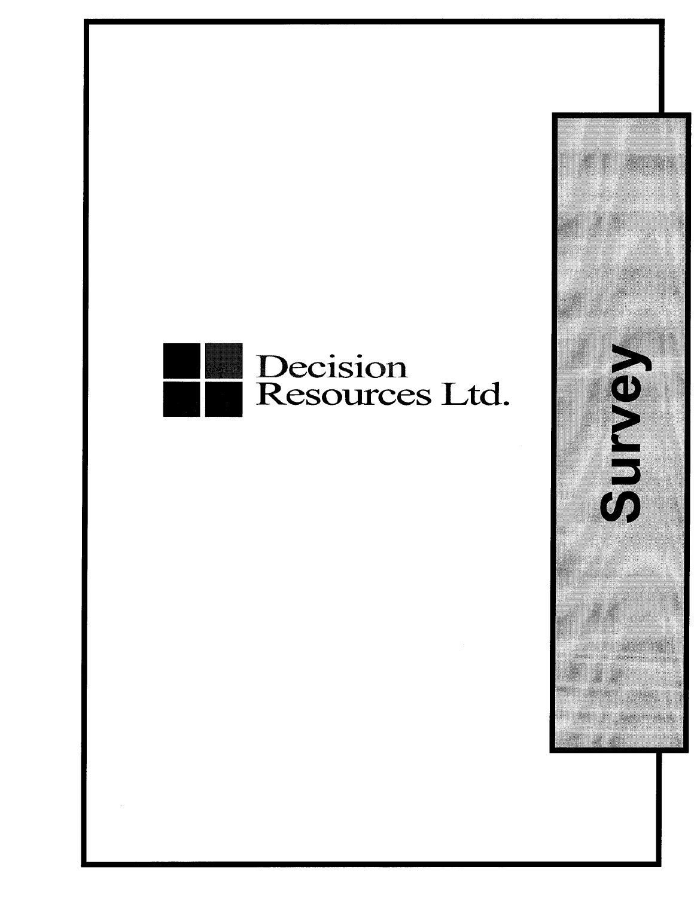Decision Resources Ltd.

Survey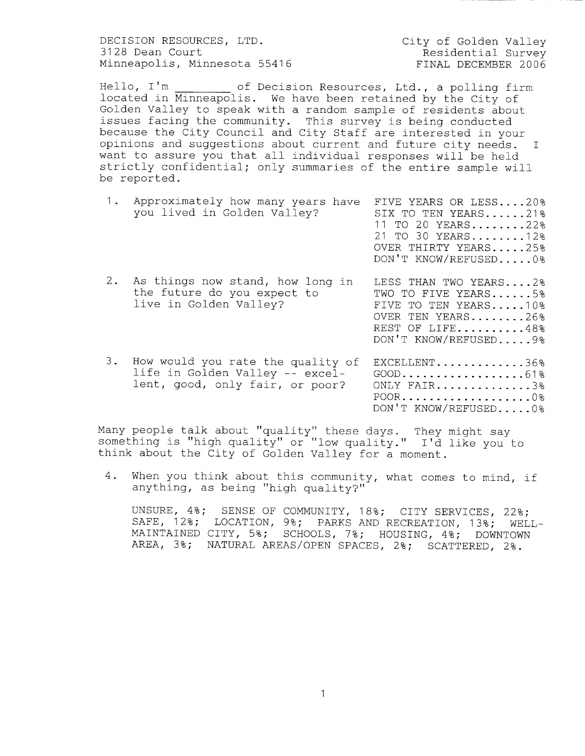DECISION RESOURCES, LTD.
3128 Dean Court
Minneapolis, Minnesota 55416

City of Golden Valley
Residential Survey
FINAL DECEMBER 2006

Hello, I'm ________ of Decision Resources, Ltd., a polling firm located in Minneapolis. We have been retained by the City of Golden Valley to speak with a random sample of residents about issues facing the community. This survey is being conducted because the City Council and City Staff are interested in your opinions and suggestions about current and future city needs. I want to assure you that all individual responses will be held strictly confidential; only summaries of the entire sample will be reported.

1. Approximately how many years have you lived in Golden Valley?

   FIVE YEARS OR LESS....20%
   SIX TO TEN YEARS......21%
   11 TO 20 YEARS........22%
   21 TO 30 YEARS........12%
   OVER THIRTY YEARS.....25%
   DON'T KNOW/REFUSED.....0%

2. As things now stand, how long in the future do you expect to live in Golden Valley?

   LESS THAN TWO YEARS....2%
   TWO TO FIVE YEARS......5%
   FIVE TO TEN YEARS.....10%
   OVER TEN YEARS........26%
   REST OF LIFE..........48%
   DON'T KNOW/REFUSED.....9%

3. How would you rate the quality of life in Golden Valley -- excellent, good, only fair, or poor?

   EXCELLENT.............36%
   GOOD..................61%
   ONLY FAIR..............3%
   POOR...................0%
   DON'T KNOW/REFUSED.....0%

Many people talk about "quality" these days. They might say something is "high quality" or "low quality." I'd like you to think about the City of Golden Valley for a moment.

4. When you think about this community, what comes to mind, if anything, as being "high quality?"

   UNSURE, 4%; SENSE OF COMMUNITY, 18%; CITY SERVICES, 22%; SAFE, 12%; LOCATION, 9%; PARKS AND RECREATION, 13%; WELL-MAINTAINED CITY, 5%; SCHOOLS, 7%; HOUSING, 4%; DOWNTOWN AREA, 3%; NATURAL AREAS/OPEN SPACES, 2%; SCATTERED, 2%.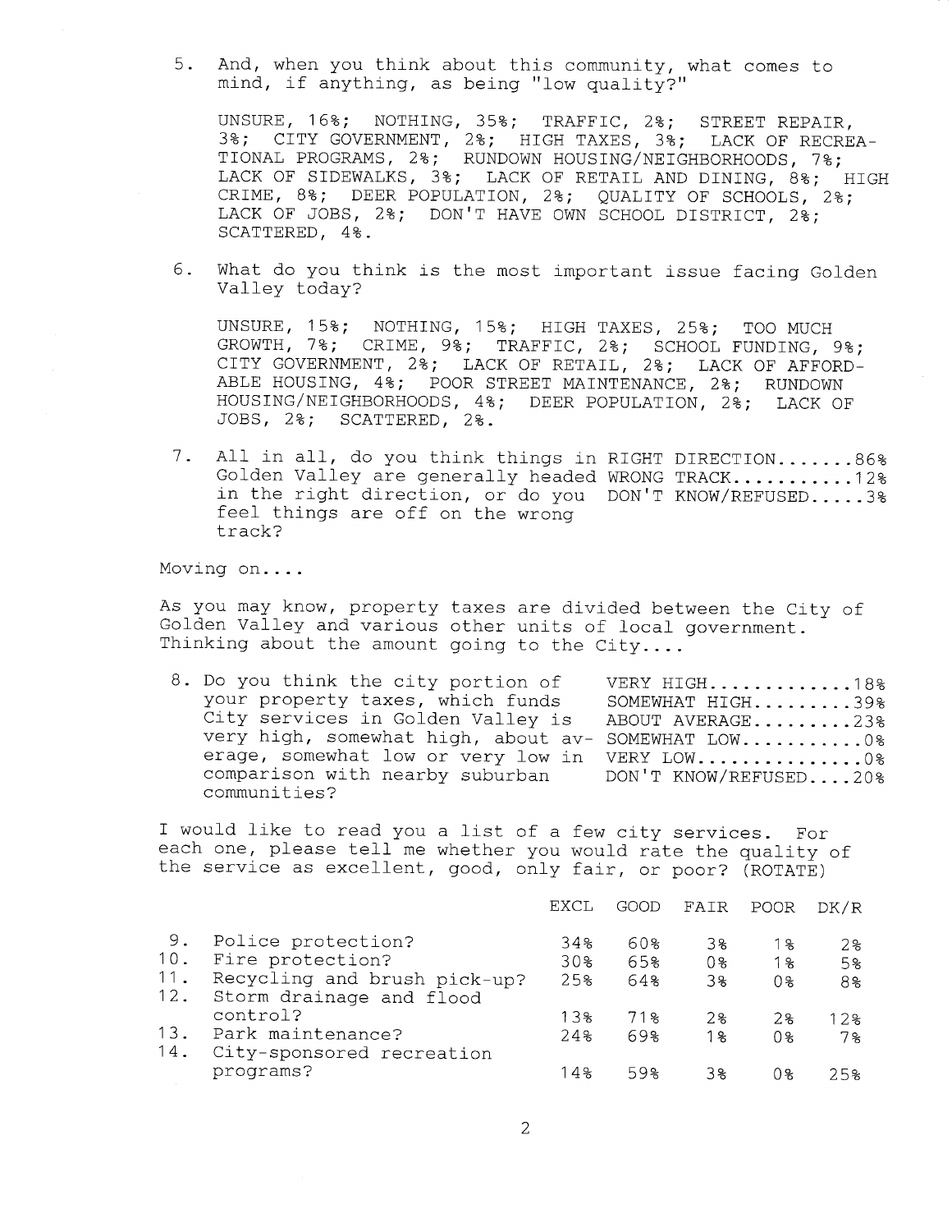5. And, when you think about this community, what comes to mind, if anything, as being "low quality?"

   UNSURE, 16%; NOTHING, 35%; TRAFFIC, 2%; STREET REPAIR, 3%; CITY GOVERNMENT, 2%; HIGH TAXES, 3%; LACK OF RECREATIONAL PROGRAMS, 2%; RUNDOWN HOUSING/NEIGHBORHOODS, 7%; LACK OF SIDEWALKS, 3%; LACK OF RETAIL AND DINING, 8%; HIGH CRIME, 8%; DEER POPULATION, 2%; QUALITY OF SCHOOLS, 2%; LACK OF JOBS, 2%; DON'T HAVE OWN SCHOOL DISTRICT, 2%; SCATTERED, 4%.

6. What do you think is the most important issue facing Golden Valley today?

   UNSURE, 15%; NOTHING, 15%; HIGH TAXES, 25%; TOO MUCH GROWTH, 7%; CRIME, 9%; TRAFFIC, 2%; SCHOOL FUNDING, 9%; CITY GOVERNMENT, 2%; LACK OF RETAIL, 2%; LACK OF AFFORDABLE HOUSING, 4%; POOR STREET MAINTENANCE, 2%; RUNDOWN HOUSING/NEIGHBORHOODS, 4%; DEER POPULATION, 2%; LACK OF JOBS, 2%; SCATTERED, 2%.

7. All in all, do you think things in Golden Valley are generally headed in the right direction, or do you feel things are off on the wrong track?

   - RIGHT DIRECTION.......86%
   - WRONG TRACK...........12%
   - DON'T KNOW/REFUSED.....3%

Moving on....

As you may know, property taxes are divided between the City of Golden Valley and various other units of local government. Thinking about the amount going to the City....

8. Do you think the city portion of your property taxes, which funds City services in Golden Valley is very high, somewhat high, about average, somewhat low or very low in comparison with nearby suburban communities?

   - VERY HIGH.............18%
   - SOMEWHAT HIGH.........39%
   - ABOUT AVERAGE.........23%
   - SOMEWHAT LOW...........0%
   - VERY LOW...............0%
   - DON'T KNOW/REFUSED....20%

I would like to read you a list of a few city services. For each one, please tell me whether you would rate the quality of the service as excellent, good, only fair, or poor? (ROTATE)

| | | EXCL | GOOD | FAIR | POOR | DK/R |
|---|---|---|---|---|---|---|
| 9. | Police protection? | 34% | 60% | 3% | 1% | 2% |
| 10. | Fire protection? | 30% | 65% | 0% | 1% | 5% |
| 11. | Recycling and brush pick-up? | 25% | 64% | 3% | 0% | 8% |
| 12. | Storm drainage and flood control? | 13% | 71% | 2% | 2% | 12% |
| 13. | Park maintenance? | 24% | 69% | 1% | 0% | 7% |
| 14. | City-sponsored recreation programs? | 14% | 59% | 3% | 0% | 25% |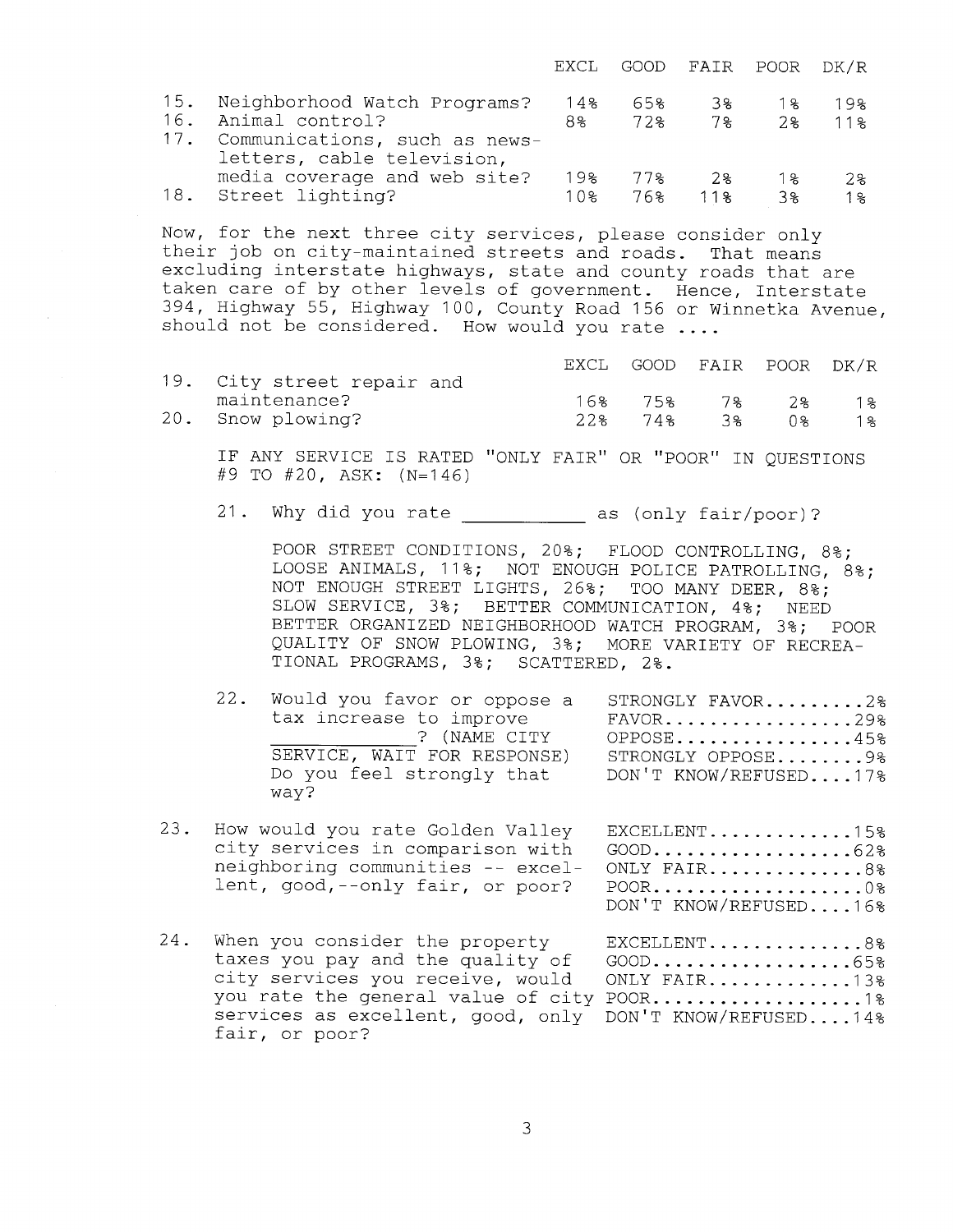| | | EXCL | GOOD | FAIR | POOR | DK/R |
|---|---|---|---|---|---|---|
| 15. | Neighborhood Watch Programs? | 14% | 65% | 3% | 1% | 19% |
| 16. | Animal control? | 8% | 72% | 7% | 2% | 11% |
| 17. | Communications, such as newsletters, cable television, media coverage and web site? | 19% | 77% | 2% | 1% | 2% |
| 18. | Street lighting? | 10% | 76% | 11% | 3% | 1% |

Now, for the next three city services, please consider only their job on city-maintained streets and roads. That means excluding interstate highways, state and county roads that are taken care of by other levels of government. Hence, Interstate 394, Highway 55, Highway 100, County Road 156 or Winnetka Avenue, should not be considered. How would you rate ....

| | | EXCL | GOOD | FAIR | POOR | DK/R |
|---|---|---|---|---|---|---|
| 19. | City street repair and maintenance? | 16% | 75% | 7% | 2% | 1% |
| 20. | Snow plowing? | 22% | 74% | 3% | 0% | 1% |

IF ANY SERVICE IS RATED "ONLY FAIR" OR "POOR" IN QUESTIONS #9 TO #20, ASK: (N=146)

21. Why did you rate ___________ as (only fair/poor)?

POOR STREET CONDITIONS, 20%; FLOOD CONTROLLING, 8%; LOOSE ANIMALS, 11%; NOT ENOUGH POLICE PATROLLING, 8%; NOT ENOUGH STREET LIGHTS, 26%; TOO MANY DEER, 8%; SLOW SERVICE, 3%; BETTER COMMUNICATION, 4%; NEED BETTER ORGANIZED NEIGHBORHOOD WATCH PROGRAM, 3%; POOR QUALITY OF SNOW PLOWING, 3%; MORE VARIETY OF RECREATIONAL PROGRAMS, 3%; SCATTERED, 2%.

22. Would you favor or oppose a tax increase to improve ___________? (NAME CITY SERVICE, WAIT FOR RESPONSE) Do you feel strongly that way?

STRONGLY FAVOR.........2%
FAVOR..................29%
OPPOSE.................45%
STRONGLY OPPOSE........9%
DON'T KNOW/REFUSED....17%

23. How would you rate Golden Valley city services in comparison with neighboring communities -- excellent, good,--only fair, or poor?

EXCELLENT.............15%
GOOD..................62%
ONLY FAIR..............8%
POOR...................0%
DON'T KNOW/REFUSED....16%

24. When you consider the property taxes you pay and the quality of city services you receive, would you rate the general value of city services as excellent, good, only fair, or poor?

EXCELLENT..............8%
GOOD..................65%
ONLY FAIR.............13%
POOR...................1%
DON'T KNOW/REFUSED....14%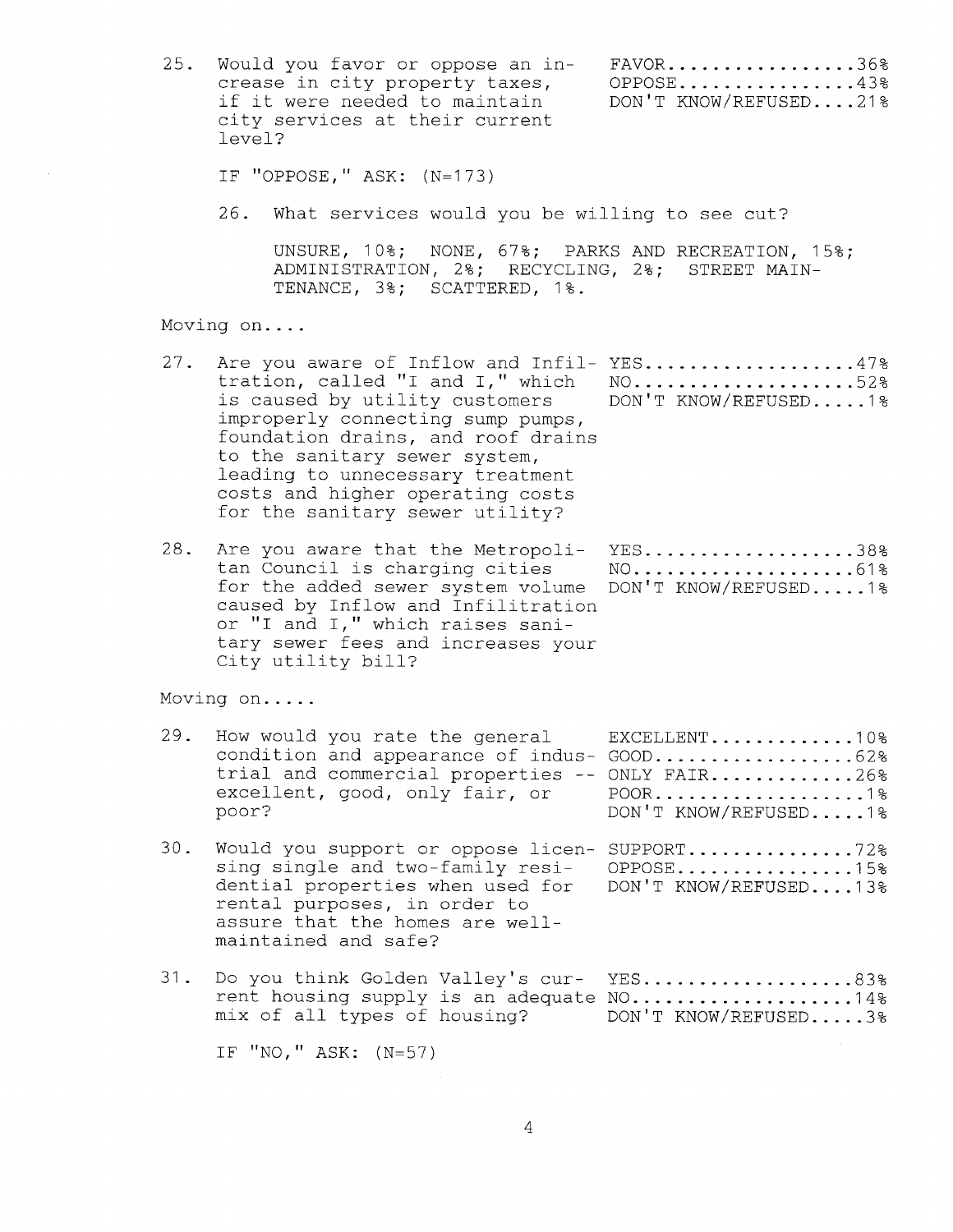25. Would you favor or oppose an increase in city property taxes, if it were needed to maintain city services at their current level?

    FAVOR..................36%
    OPPOSE.................43%
    DON'T KNOW/REFUSED....21%

    IF "OPPOSE," ASK: (N=173)

    26. What services would you be willing to see cut?

        UNSURE, 10%; NONE, 67%; PARKS AND RECREATION, 15%; ADMINISTRATION, 2%; RECYCLING, 2%; STREET MAINTENANCE, 3%; SCATTERED, 1%.

Moving on....

27. Are you aware of Inflow and Infiltration, called "I and I," which is caused by utility customers improperly connecting sump pumps, foundation drains, and roof drains to the sanitary sewer system, leading to unnecessary treatment costs and higher operating costs for the sanitary sewer utility?

    YES....................47%
    NO.....................52%
    DON'T KNOW/REFUSED.....1%

28. Are you aware that the Metropolitan Council is charging cities for the added sewer system volume caused by Inflow and Infilitration or "I and I," which raises sanitary sewer fees and increases your City utility bill?

    YES....................38%
    NO.....................61%
    DON'T KNOW/REFUSED.....1%

Moving on.....

29. How would you rate the general condition and appearance of industrial and commercial properties -- excellent, good, only fair, or poor?

    EXCELLENT..............10%
    GOOD...................62%
    ONLY FAIR..............26%
    POOR....................1%
    DON'T KNOW/REFUSED.....1%

30. Would you support or oppose licensing single and two-family residential properties when used for rental purposes, in order to assure that the homes are well-maintained and safe?

    SUPPORT................72%
    OPPOSE.................15%
    DON'T KNOW/REFUSED....13%

31. Do you think Golden Valley's current housing supply is an adequate mix of all types of housing?

    YES....................83%
    NO.....................14%
    DON'T KNOW/REFUSED.....3%

    IF "NO," ASK: (N=57)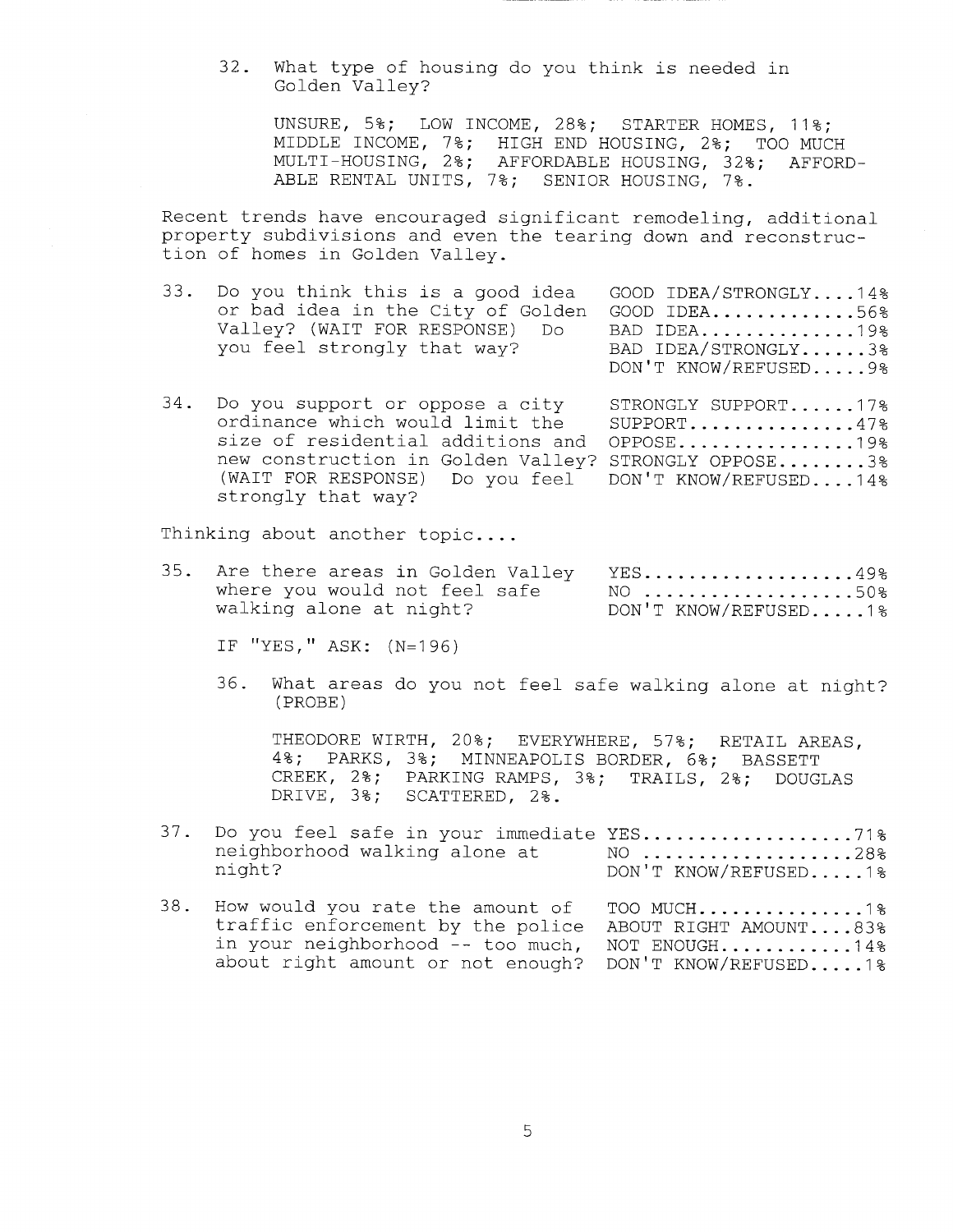32. What type of housing do you think is needed in Golden Valley?

    UNSURE, 5%; LOW INCOME, 28%; STARTER HOMES, 11%; MIDDLE INCOME, 7%; HIGH END HOUSING, 2%; TOO MUCH MULTI-HOUSING, 2%; AFFORDABLE HOUSING, 32%; AFFORDABLE RENTAL UNITS, 7%; SENIOR HOUSING, 7%.

Recent trends have encouraged significant remodeling, additional property subdivisions and even the tearing down and reconstruction of homes in Golden Valley.

33. Do you think this is a good idea or bad idea in the City of Golden Valley? (WAIT FOR RESPONSE) Do you feel strongly that way?

    GOOD IDEA/STRONGLY....14%
    GOOD IDEA.............56%
    BAD IDEA..............19%
    BAD IDEA/STRONGLY......3%
    DON'T KNOW/REFUSED.....9%

34. Do you support or oppose a city ordinance which would limit the size of residential additions and new construction in Golden Valley? (WAIT FOR RESPONSE) Do you feel strongly that way?

    STRONGLY SUPPORT......17%
    SUPPORT...............47%
    OPPOSE................19%
    STRONGLY OPPOSE........3%
    DON'T KNOW/REFUSED....14%

Thinking about another topic....

35. Are there areas in Golden Valley where you would not feel safe walking alone at night?

    YES...................49%
    NO ...................50%
    DON'T KNOW/REFUSED.....1%

    IF "YES," ASK: (N=196)

36. What areas do you not feel safe walking alone at night? (PROBE)

    THEODORE WIRTH, 20%; EVERYWHERE, 57%; RETAIL AREAS, 4%; PARKS, 3%; MINNEAPOLIS BORDER, 6%; BASSETT CREEK, 2%; PARKING RAMPS, 3%; TRAILS, 2%; DOUGLAS DRIVE, 3%; SCATTERED, 2%.

37. Do you feel safe in your immediate neighborhood walking alone at night?

    YES...................71%
    NO ...................28%
    DON'T KNOW/REFUSED.....1%

38. How would you rate the amount of traffic enforcement by the police in your neighborhood -- too much, about right amount or not enough?

    TOO MUCH...............1%
    ABOUT RIGHT AMOUNT....83%
    NOT ENOUGH............14%
    DON'T KNOW/REFUSED.....1%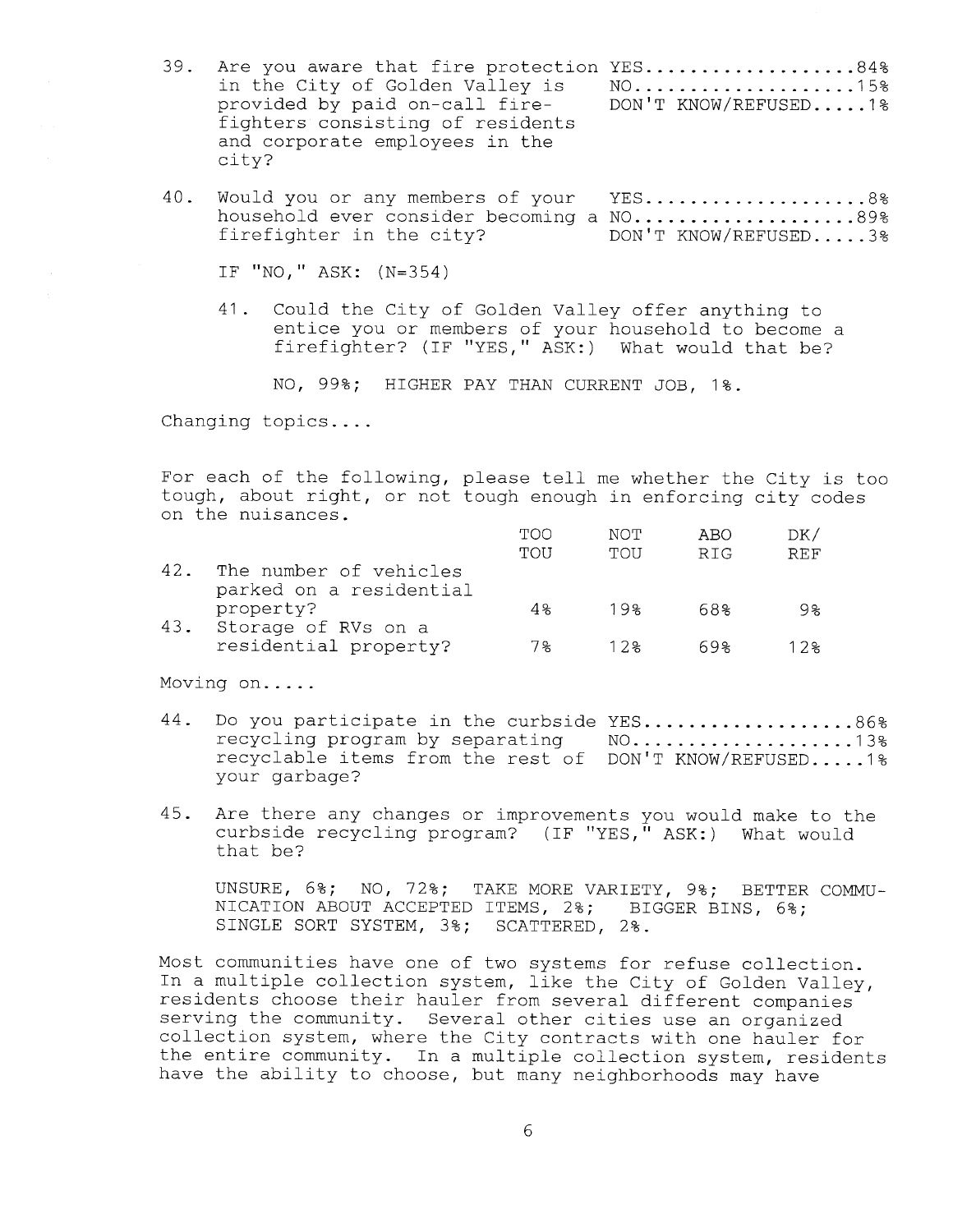39. Are you aware that fire protection in the City of Golden Valley is provided by paid on-call fire-fighters consisting of residents and corporate employees in the city?

YES....................84%
NO.....................15%
DON'T KNOW/REFUSED.....1%

40. Would you or any members of your household ever consider becoming a firefighter in the city?

YES.....................8%
NO.....................89%
DON'T KNOW/REFUSED.....3%

IF "NO," ASK: (N=354)

41. Could the City of Golden Valley offer anything to entice you or members of your household to become a firefighter? (IF "YES," ASK:) What would that be?

NO, 99%; HIGHER PAY THAN CURRENT JOB, 1%.

Changing topics....

For each of the following, please tell me whether the City is too tough, about right, or not tough enough in enforcing city codes on the nuisances.

| | TOO TOU | NOT TOU | ABO RIG | DK/ REF |
|---|---|---|---|---|
| 42. The number of vehicles parked on a residential property? | 4% | 19% | 68% | 9% |
| 43. Storage of RVs on a residential property? | 7% | 12% | 69% | 12% |

Moving on.....

44. Do you participate in the curbside recycling program by separating recyclable items from the rest of your garbage?

YES....................86%
NO.....................13%
DON'T KNOW/REFUSED.....1%

45. Are there any changes or improvements you would make to the curbside recycling program? (IF "YES," ASK:) What would that be?

UNSURE, 6%; NO, 72%; TAKE MORE VARIETY, 9%; BETTER COMMUNICATION ABOUT ACCEPTED ITEMS, 2%; BIGGER BINS, 6%; SINGLE SORT SYSTEM, 3%; SCATTERED, 2%.

Most communities have one of two systems for refuse collection. In a multiple collection system, like the City of Golden Valley, residents choose their hauler from several different companies serving the community. Several other cities use an organized collection system, where the City contracts with one hauler for the entire community. In a multiple collection system, residents have the ability to choose, but many neighborhoods may have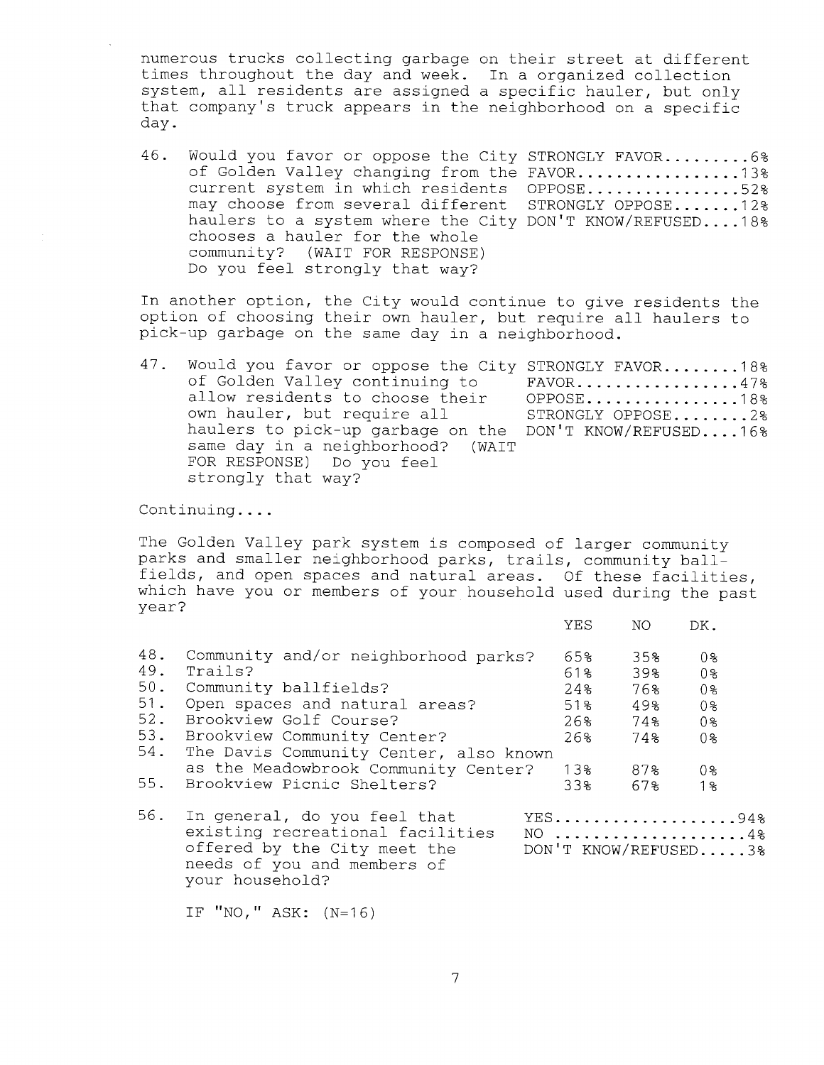numerous trucks collecting garbage on their street at different times throughout the day and week. In a organized collection system, all residents are assigned a specific hauler, but only that company's truck appears in the neighborhood on a specific day.

46. Would you favor or oppose the City of Golden Valley changing from the current system in which residents may choose from several different haulers to a system where the City chooses a hauler for the whole community? (WAIT FOR RESPONSE) Do you feel strongly that way?

| | |
|---|---|
| STRONGLY FAVOR | 6% |
| FAVOR | 13% |
| OPPOSE | 52% |
| STRONGLY OPPOSE | 12% |
| DON'T KNOW/REFUSED | 18% |

In another option, the City would continue to give residents the option of choosing their own hauler, but require all haulers to pick-up garbage on the same day in a neighborhood.

47. Would you favor or oppose the City of Golden Valley continuing to allow residents to choose their own hauler, but require all haulers to pick-up garbage on the same day in a neighborhood? (WAIT FOR RESPONSE) Do you feel strongly that way?

| | |
|---|---|
| STRONGLY FAVOR | 18% |
| FAVOR | 47% |
| OPPOSE | 18% |
| STRONGLY OPPOSE | 2% |
| DON'T KNOW/REFUSED | 16% |

Continuing....

The Golden Valley park system is composed of larger community parks and smaller neighborhood parks, trails, community ball-fields, and open spaces and natural areas. Of these facilities, which have you or members of your household used during the past year?

| | | YES | NO | DK. |
|---|---|---|---|---|
| 48. | Community and/or neighborhood parks? | 65% | 35% | 0% |
| 49. | Trails? | 61% | 39% | 0% |
| 50. | Community ballfields? | 24% | 76% | 0% |
| 51. | Open spaces and natural areas? | 51% | 49% | 0% |
| 52. | Brookview Golf Course? | 26% | 74% | 0% |
| 53. | Brookview Community Center? | 26% | 74% | 0% |
| 54. | The Davis Community Center, also known as the Meadowbrook Community Center? | 13% | 87% | 0% |
| 55. | Brookview Picnic Shelters? | 33% | 67% | 1% |

56. In general, do you feel that existing recreational facilities offered by the City meet the needs of you and members of your household?

| | |
|---|---|
| YES | 94% |
| NO | 4% |
| DON'T KNOW/REFUSED | 3% |

IF "NO," ASK: (N=16)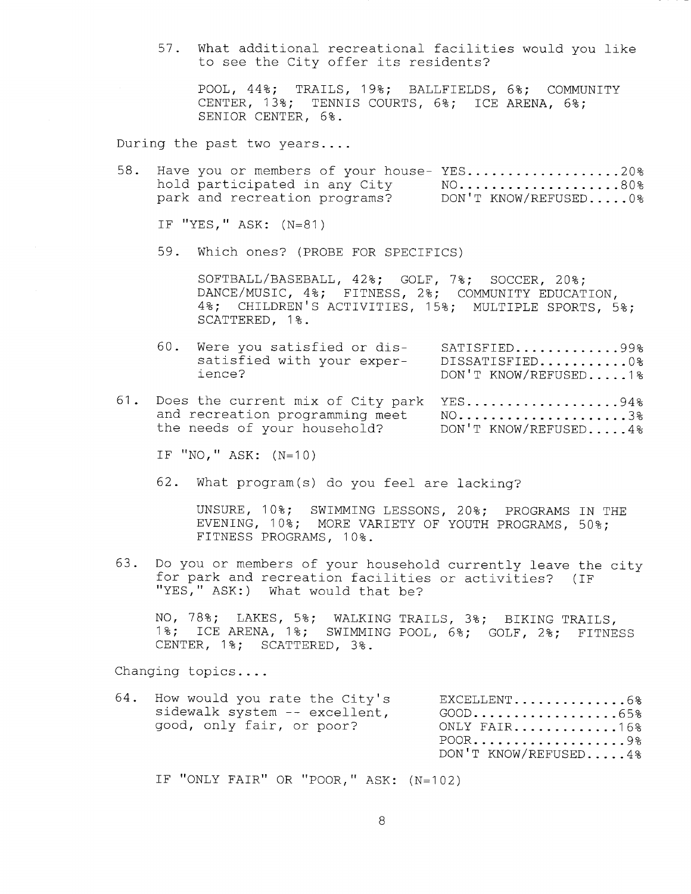57. What additional recreational facilities would you like to see the City offer its residents?

    POOL, 44%; TRAILS, 19%; BALLFIELDS, 6%; COMMUNITY CENTER, 13%; TENNIS COURTS, 6%; ICE ARENA, 6%; SENIOR CENTER, 6%.

During the past two years....

58. Have you or members of your household participated in any City park and recreation programs?

    YES....................20%
    NO.....................80%
    DON'T KNOW/REFUSED.....0%

    IF "YES," ASK: (N=81)

    59. Which ones? (PROBE FOR SPECIFICS)

        SOFTBALL/BASEBALL, 42%; GOLF, 7%; SOCCER, 20%; DANCE/MUSIC, 4%; FITNESS, 2%; COMMUNITY EDUCATION, 4%; CHILDREN'S ACTIVITIES, 15%; MULTIPLE SPORTS, 5%; SCATTERED, 1%.

    60. Were you satisfied or dissatisfied with your experience?

        SATISFIED.............99%
        DISSATISFIED...........0%
        DON'T KNOW/REFUSED.....1%

61. Does the current mix of City park and recreation programming meet the needs of your household?

    YES....................94%
    NO......................3%
    DON'T KNOW/REFUSED.....4%

    IF "NO," ASK: (N=10)

    62. What program(s) do you feel are lacking?

        UNSURE, 10%; SWIMMING LESSONS, 20%; PROGRAMS IN THE EVENING, 10%; MORE VARIETY OF YOUTH PROGRAMS, 50%; FITNESS PROGRAMS, 10%.

63. Do you or members of your household currently leave the city for park and recreation facilities or activities? (IF "YES," ASK:) What would that be?

    NO, 78%; LAKES, 5%; WALKING TRAILS, 3%; BIKING TRAILS, 1%; ICE ARENA, 1%; SWIMMING POOL, 6%; GOLF, 2%; FITNESS CENTER, 1%; SCATTERED, 3%.

Changing topics....

64. How would you rate the City's sidewalk system -- excellent, good, only fair, or poor?

    EXCELLENT..............6%
    GOOD..................65%
    ONLY FAIR.............16%
    POOR...................9%
    DON'T KNOW/REFUSED.....4%

    IF "ONLY FAIR" OR "POOR," ASK: (N=102)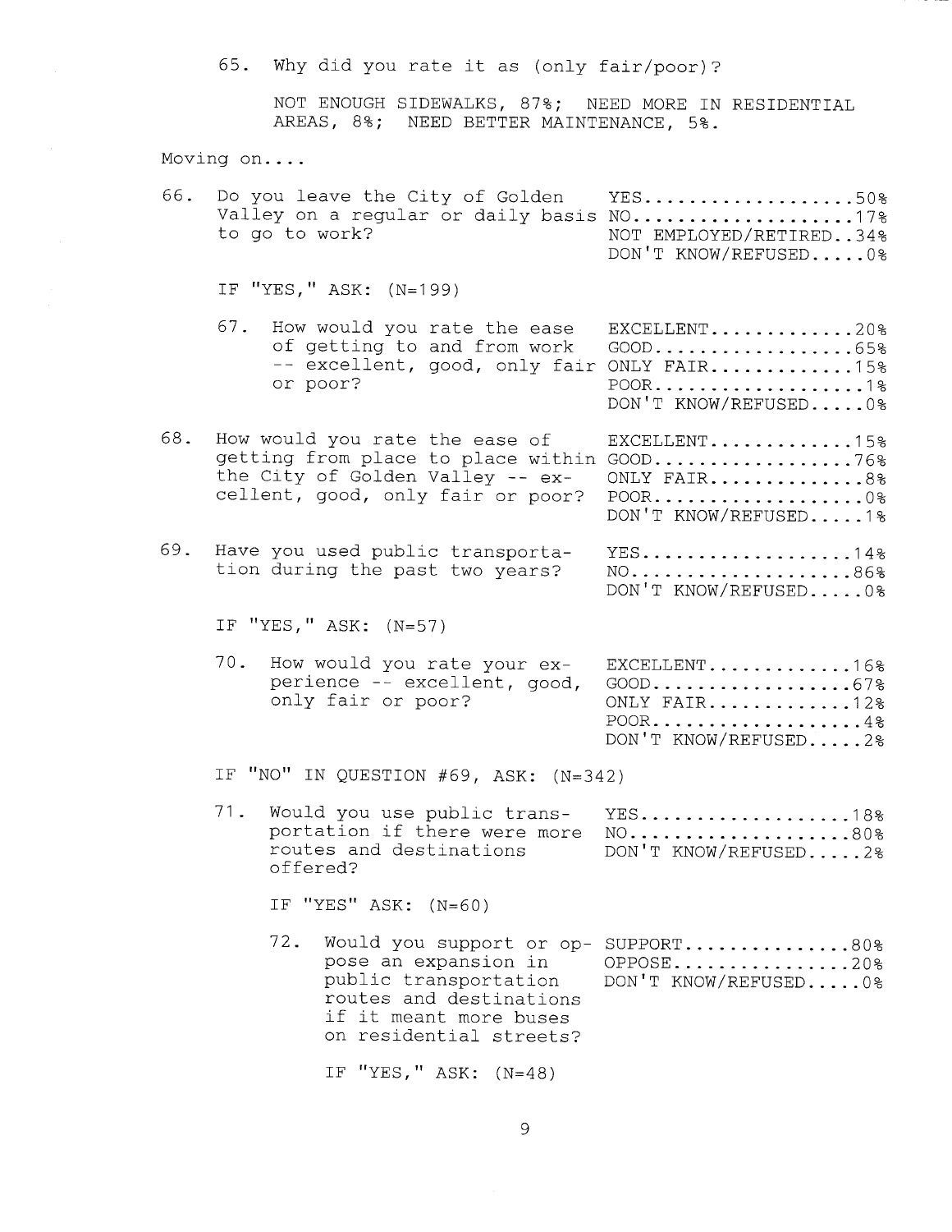65. Why did you rate it as (only fair/poor)?

    NOT ENOUGH SIDEWALKS, 87%; NEED MORE IN RESIDENTIAL AREAS, 8%; NEED BETTER MAINTENANCE, 5%.

Moving on....

66. Do you leave the City of Golden Valley on a regular or daily basis to go to work?

    | | |
    |---|---|
    | YES | 50% |
    | NO | 17% |
    | NOT EMPLOYED/RETIRED | 34% |
    | DON'T KNOW/REFUSED | 0% |

    IF "YES," ASK: (N=199)

    67. How would you rate the ease of getting to and from work -- excellent, good, only fair or poor?

        | | |
        |---|---|
        | EXCELLENT | 20% |
        | GOOD | 65% |
        | ONLY FAIR | 15% |
        | POOR | 1% |
        | DON'T KNOW/REFUSED | 0% |

68. How would you rate the ease of getting from place to place within the City of Golden Valley -- excellent, good, only fair or poor?

    | | |
    |---|---|
    | EXCELLENT | 15% |
    | GOOD | 76% |
    | ONLY FAIR | 8% |
    | POOR | 0% |
    | DON'T KNOW/REFUSED | 1% |

69. Have you used public transportation during the past two years?

    | | |
    |---|---|
    | YES | 14% |
    | NO | 86% |
    | DON'T KNOW/REFUSED | 0% |

    IF "YES," ASK: (N=57)

    70. How would you rate your experience -- excellent, good, only fair or poor?

        | | |
        |---|---|
        | EXCELLENT | 16% |
        | GOOD | 67% |
        | ONLY FAIR | 12% |
        | POOR | 4% |
        | DON'T KNOW/REFUSED | 2% |

    IF "NO" IN QUESTION #69, ASK: (N=342)

    71. Would you use public transportation if there were more routes and destinations offered?

        | | |
        |---|---|
        | YES | 18% |
        | NO | 80% |
        | DON'T KNOW/REFUSED | 2% |

        IF "YES" ASK: (N=60)

        72. Would you support or oppose an expansion in public transportation routes and destinations if it meant more buses on residential streets?

            | | |
            |---|---|
            | SUPPORT | 80% |
            | OPPOSE | 20% |
            | DON'T KNOW/REFUSED | 0% |

            IF "YES," ASK: (N=48)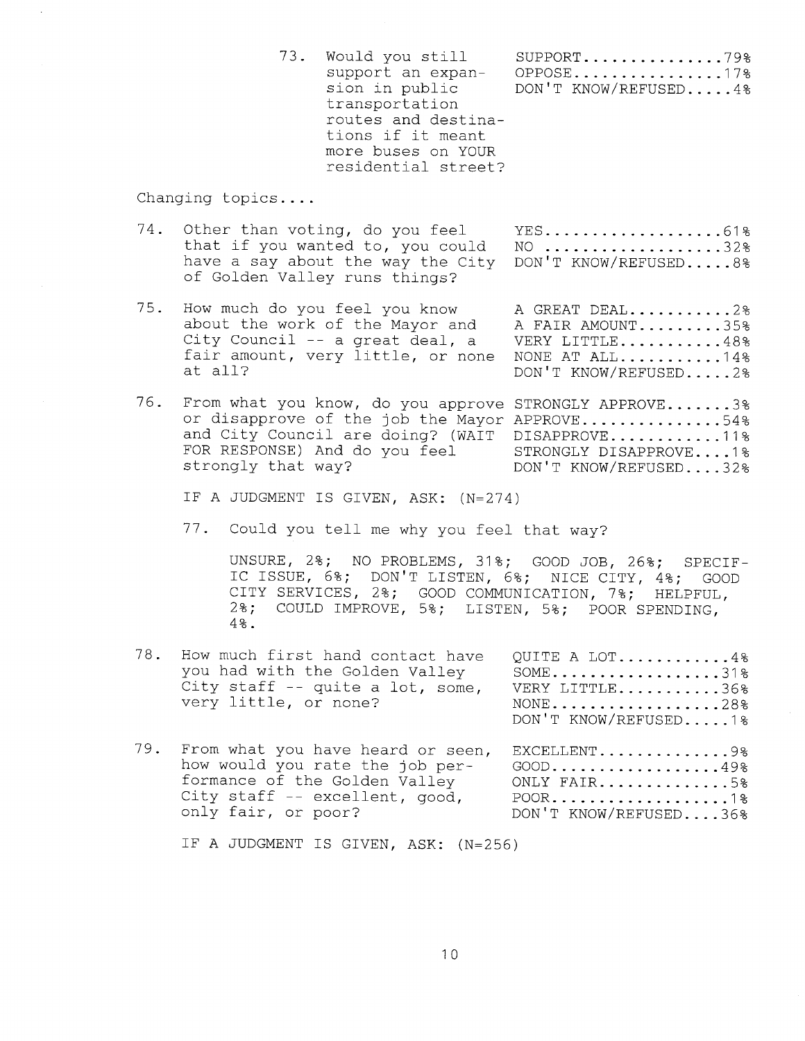73. Would you still support an expansion in public transportation routes and destinations if it meant more buses on YOUR residential street?

SUPPORT...............79%
OPPOSE................17%
DON'T KNOW/REFUSED.....4%

Changing topics....

74. Other than voting, do you feel that if you wanted to, you could have a say about the way the City of Golden Valley runs things?

YES...................61%
NO ...................32%
DON'T KNOW/REFUSED.....8%

75. How much do you feel you know about the work of the Mayor and City Council -- a great deal, a fair amount, very little, or none at all?

A GREAT DEAL...........2%
A FAIR AMOUNT.........35%
VERY LITTLE...........48%
NONE AT ALL...........14%
DON'T KNOW/REFUSED.....2%

76. From what you know, do you approve or disapprove of the job the Mayor and City Council are doing? (WAIT FOR RESPONSE) And do you feel strongly that way?

STRONGLY APPROVE.......3%
APPROVE...............54%
DISAPPROVE............11%
STRONGLY DISAPPROVE....1%
DON'T KNOW/REFUSED....32%

IF A JUDGMENT IS GIVEN, ASK: (N=274)

77. Could you tell me why you feel that way?

UNSURE, 2%; NO PROBLEMS, 31%; GOOD JOB, 26%; SPECIFIC ISSUE, 6%; DON'T LISTEN, 6%; NICE CITY, 4%; GOOD CITY SERVICES, 2%; GOOD COMMUNICATION, 7%; HELPFUL, 2%; COULD IMPROVE, 5%; LISTEN, 5%; POOR SPENDING, 4%.

78. How much first hand contact have you had with the Golden Valley City staff -- quite a lot, some, very little, or none?

QUITE A LOT............4%
SOME..................31%
VERY LITTLE...........36%
NONE..................28%
DON'T KNOW/REFUSED.....1%

79. From what you have heard or seen, how would you rate the job performance of the Golden Valley City staff -- excellent, good, only fair, or poor?

EXCELLENT..............9%
GOOD..................49%
ONLY FAIR..............5%
POOR...................1%
DON'T KNOW/REFUSED....36%

IF A JUDGMENT IS GIVEN, ASK: (N=256)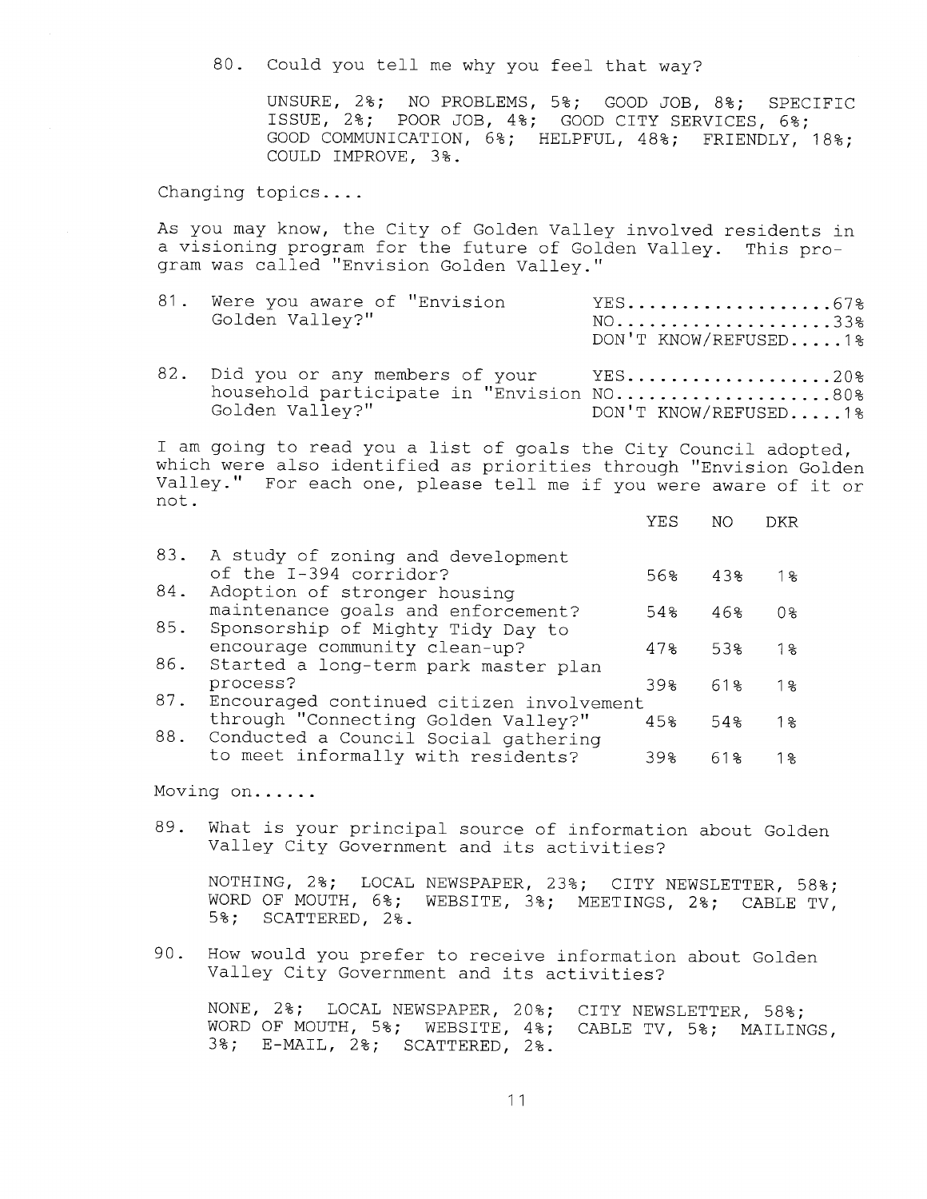80. Could you tell me why you feel that way?

UNSURE, 2%; NO PROBLEMS, 5%; GOOD JOB, 8%; SPECIFIC ISSUE, 2%; POOR JOB, 4%; GOOD CITY SERVICES, 6%; GOOD COMMUNICATION, 6%; HELPFUL, 48%; FRIENDLY, 18%; COULD IMPROVE, 3%.

Changing topics....

As you may know, the City of Golden Valley involved residents in a visioning program for the future of Golden Valley. This program was called "Envision Golden Valley."

81. Were you aware of "Envision Golden Valley?"
    - YES....................67%
    - NO.....................33%
    - DON'T KNOW/REFUSED.....1%

82. Did you or any members of your household participate in "Envision Golden Valley?"
    - YES....................20%
    - NO.....................80%
    - DON'T KNOW/REFUSED.....1%

I am going to read you a list of goals the City Council adopted, which were also identified as priorities through "Envision Golden Valley." For each one, please tell me if you were aware of it or not.

| | | YES | NO | DKR |
|---|---|---|---|---|
| 83. | A study of zoning and development of the I-394 corridor? | 56% | 43% | 1% |
| 84. | Adoption of stronger housing maintenance goals and enforcement? | 54% | 46% | 0% |
| 85. | Sponsorship of Mighty Tidy Day to encourage community clean-up? | 47% | 53% | 1% |
| 86. | Started a long-term park master plan process? | 39% | 61% | 1% |
| 87. | Encouraged continued citizen involvement through "Connecting Golden Valley?" | 45% | 54% | 1% |
| 88. | Conducted a Council Social gathering to meet informally with residents? | 39% | 61% | 1% |

Moving on......

89. What is your principal source of information about Golden Valley City Government and its activities?

NOTHING, 2%; LOCAL NEWSPAPER, 23%; CITY NEWSLETTER, 58%; WORD OF MOUTH, 6%; WEBSITE, 3%; MEETINGS, 2%; CABLE TV, 5%; SCATTERED, 2%.

90. How would you prefer to receive information about Golden Valley City Government and its activities?

NONE, 2%; LOCAL NEWSPAPER, 20%; CITY NEWSLETTER, 58%; WORD OF MOUTH, 5%; WEBSITE, 4%; CABLE TV, 5%; MAILINGS, 3%; E-MAIL, 2%; SCATTERED, 2%.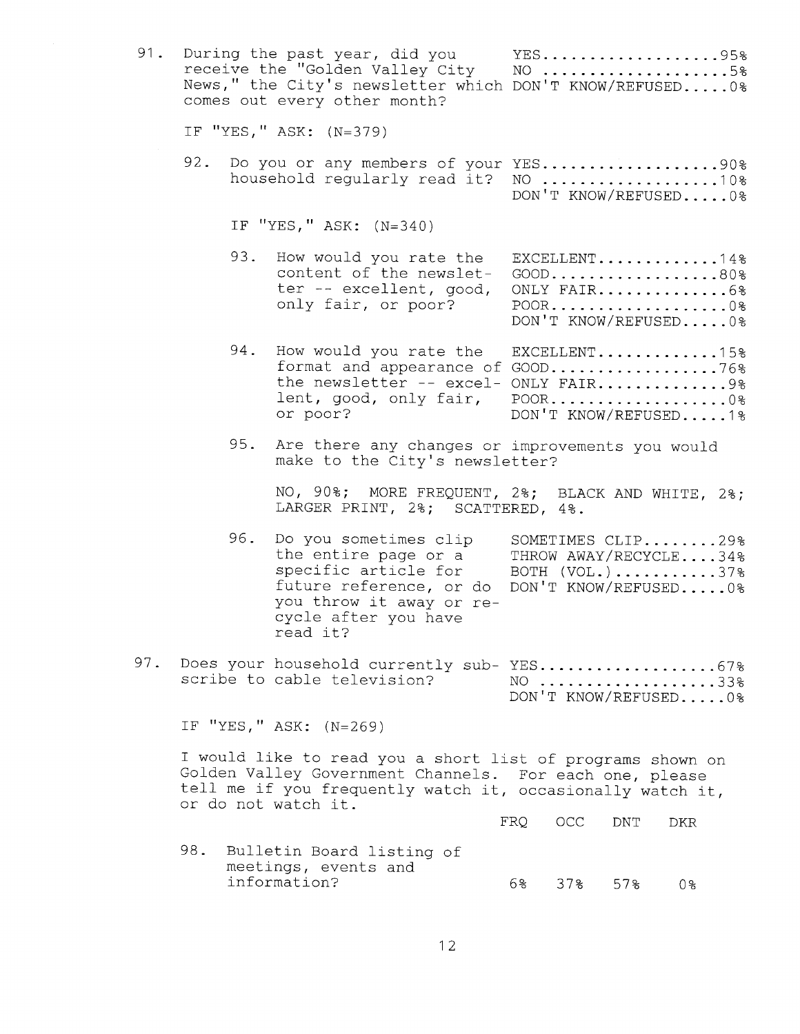91. During the past year, did you receive the "Golden Valley City News," the City's newsletter which comes out every other month?

    YES....................95%
    NO ....................5%
    DON'T KNOW/REFUSED.....0%

    IF "YES," ASK: (N=379)

    92. Do you or any members of your household regularly read it?

        YES....................90%
        NO ....................10%
        DON'T KNOW/REFUSED.....0%

        IF "YES," ASK: (N=340)

        93. How would you rate the content of the newsletter -- excellent, good, only fair, or poor?

            EXCELLENT.............14%
            GOOD..................80%
            ONLY FAIR..............6%
            POOR...................0%
            DON'T KNOW/REFUSED.....0%

        94. How would you rate the format and appearance of the newsletter -- excellent, good, only fair, or poor?

            EXCELLENT.............15%
            GOOD..................76%
            ONLY FAIR..............9%
            POOR...................0%
            DON'T KNOW/REFUSED.....1%

        95. Are there any changes or improvements you would make to the City's newsletter?

            NO, 90%; MORE FREQUENT, 2%; BLACK AND WHITE, 2%; LARGER PRINT, 2%; SCATTERED, 4%.

        96. Do you sometimes clip the entire page or a specific article for future reference, or do you throw it away or recycle after you have read it?

            SOMETIMES CLIP........29%
            THROW AWAY/RECYCLE....34%
            BOTH (VOL.)...........37%
            DON'T KNOW/REFUSED.....0%

97. Does your household currently subscribe to cable television?

    YES....................67%
    NO ....................33%
    DON'T KNOW/REFUSED.....0%

    IF "YES," ASK: (N=269)

    I would like to read you a short list of programs shown on Golden Valley Government Channels. For each one, please tell me if you frequently watch it, occasionally watch it, or do not watch it.

|  | FRQ | OCC | DNT | DKR |
|---|---|---|---|---|
| 98. Bulletin Board listing of meetings, events and information? | 6% | 37% | 57% | 0% |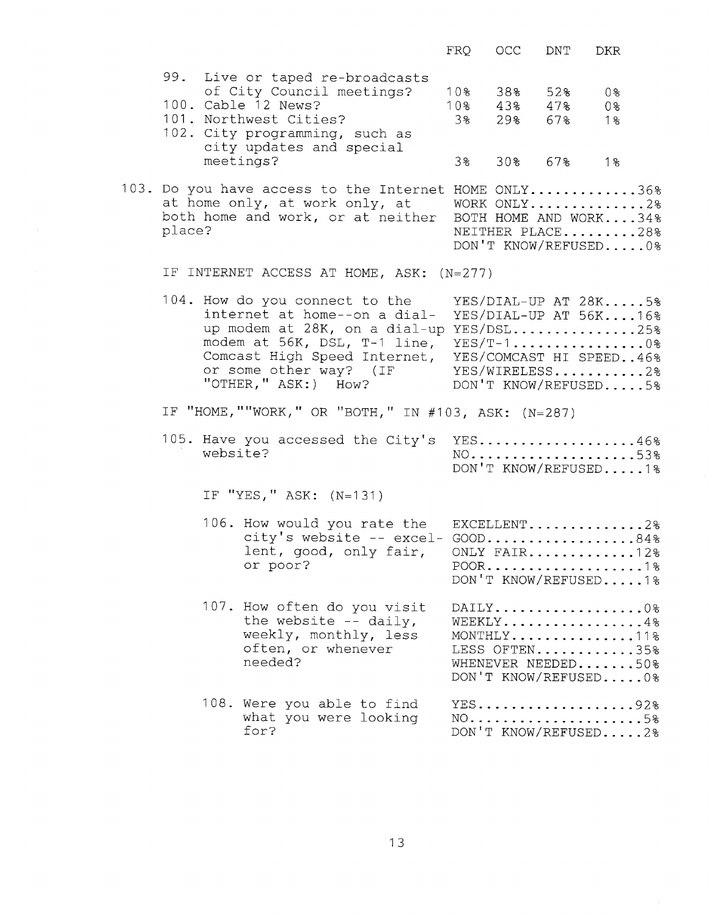| | FRQ | OCC | DNT | DKR |
|---|---|---|---|---|
| 99. Live or taped re-broadcasts of City Council meetings? | 10% | 38% | 52% | 0% |
| 100. Cable 12 News? | 10% | 43% | 47% | 0% |
| 101. Northwest Cities? | 3% | 29% | 67% | 1% |
| 102. City programming, such as city updates and special meetings? | 3% | 30% | 67% | 1% |

103. Do you have access to the Internet at home only, at work only, at both home and work, or at neither place?

| | |
|---|---|
| HOME ONLY | 36% |
| WORK ONLY | 2% |
| BOTH HOME AND WORK | 34% |
| NEITHER PLACE | 28% |
| DON'T KNOW/REFUSED | 0% |

IF INTERNET ACCESS AT HOME, ASK: (N=277)

104. How do you connect to the internet at home--on a dial-up modem at 28K, on a dial-up modem at 56K, DSL, T-1 line, Comcast High Speed Internet, or some other way? (IF "OTHER," ASK:) How?

| | |
|---|---|
| YES/DIAL-UP AT 28K | 5% |
| YES/DIAL-UP AT 56K | 16% |
| YES/DSL | 25% |
| YES/T-1 | 0% |
| YES/COMCAST HI SPEED | 46% |
| YES/WIRELESS | 2% |
| DON'T KNOW/REFUSED | 5% |

IF "HOME,""WORK," OR "BOTH," IN #103, ASK: (N=287)

105. Have you accessed the City's website?

| | |
|---|---|
| YES | 46% |
| NO | 53% |
| DON'T KNOW/REFUSED | 1% |

IF "YES," ASK: (N=131)

106. How would you rate the city's website -- excellent, good, only fair, or poor?

| | |
|---|---|
| EXCELLENT | 2% |
| GOOD | 84% |
| ONLY FAIR | 12% |
| POOR | 1% |
| DON'T KNOW/REFUSED | 1% |

107. How often do you visit the website -- daily, weekly, monthly, less often, or whenever needed?

| | |
|---|---|
| DAILY | 0% |
| WEEKLY | 4% |
| MONTHLY | 11% |
| LESS OFTEN | 35% |
| WHENEVER NEEDED | 50% |
| DON'T KNOW/REFUSED | 0% |

108. Were you able to find what you were looking for?

| | |
|---|---|
| YES | 92% |
| NO | 5% |
| DON'T KNOW/REFUSED | 2% |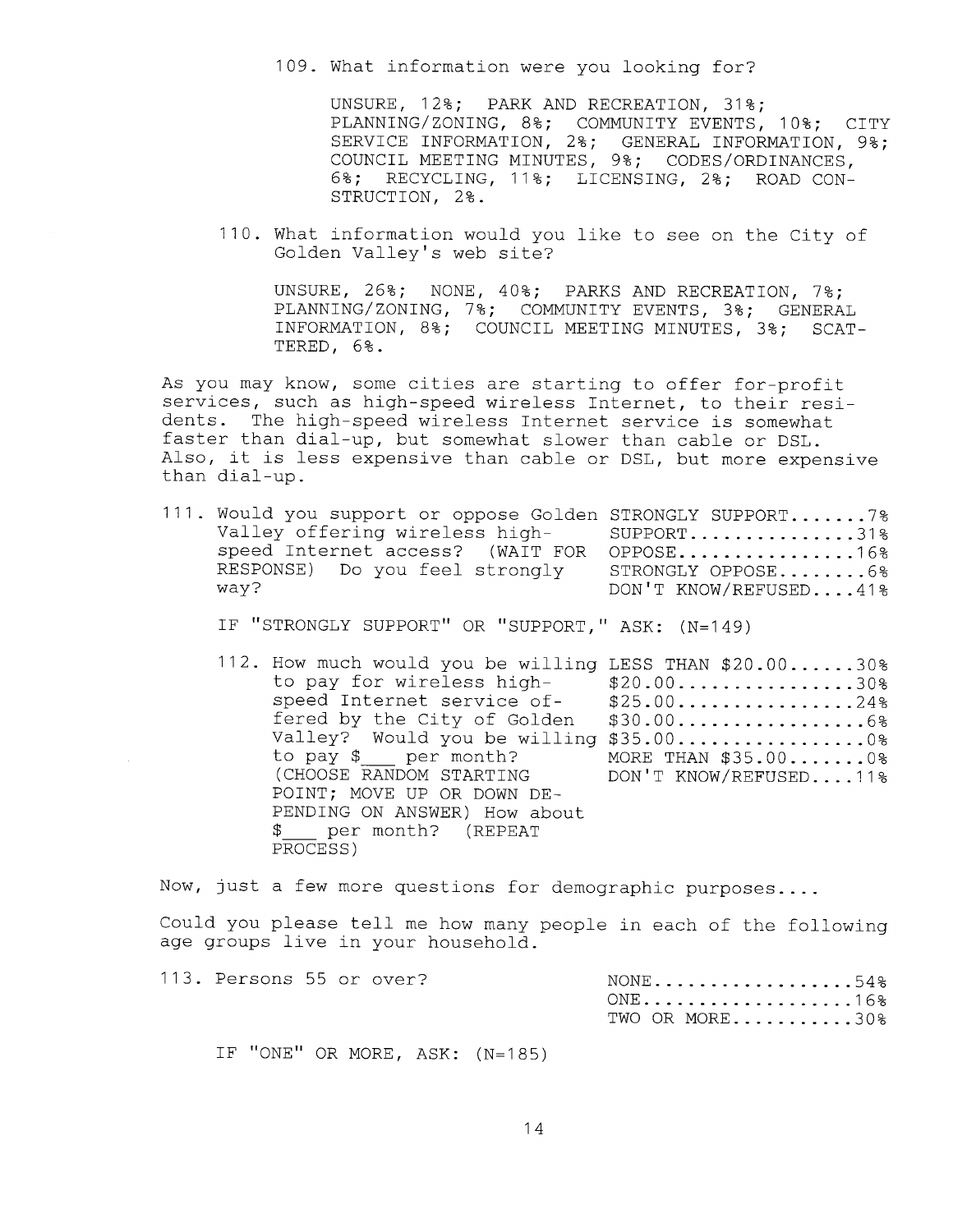109. What information were you looking for?

UNSURE, 12%; PARK AND RECREATION, 31%; PLANNING/ZONING, 8%; COMMUNITY EVENTS, 10%; CITY SERVICE INFORMATION, 2%; GENERAL INFORMATION, 9%; COUNCIL MEETING MINUTES, 9%; CODES/ORDINANCES, 6%; RECYCLING, 11%; LICENSING, 2%; ROAD CONSTRUCTION, 2%.

110. What information would you like to see on the City of Golden Valley's web site?

UNSURE, 26%; NONE, 40%; PARKS AND RECREATION, 7%; PLANNING/ZONING, 7%; COMMUNITY EVENTS, 3%; GENERAL INFORMATION, 8%; COUNCIL MEETING MINUTES, 3%; SCATTERED, 6%.

As you may know, some cities are starting to offer for-profit services, such as high-speed wireless Internet, to their residents. The high-speed wireless Internet service is somewhat faster than dial-up, but somewhat slower than cable or DSL. Also, it is less expensive than cable or DSL, but more expensive than dial-up.

111. Would you support or oppose Golden Valley offering wireless high-speed Internet access? (WAIT FOR RESPONSE) Do you feel strongly way?

| Response | % |
|---|---|
| STRONGLY SUPPORT | 7% |
| SUPPORT | 31% |
| OPPOSE | 16% |
| STRONGLY OPPOSE | 6% |
| DON'T KNOW/REFUSED | 41% |

IF "STRONGLY SUPPORT" OR "SUPPORT," ASK: (N=149)

112. How much would you be willing to pay for wireless high-speed Internet service offered by the City of Golden Valley? Would you be willing to pay $___ per month? (CHOOSE RANDOM STARTING POINT; MOVE UP OR DOWN DEPENDING ON ANSWER) How about $___ per month? (REPEAT PROCESS)

| Response | % |
|---|---|
| LESS THAN $20.00 | 30% |
| $20.00 | 30% |
| $25.00 | 24% |
| $30.00 | 6% |
| $35.00 | 0% |
| MORE THAN $35.00 | 0% |
| DON'T KNOW/REFUSED | 11% |

Now, just a few more questions for demographic purposes....

Could you please tell me how many people in each of the following age groups live in your household.

113. Persons 55 or over?

| Response | % |
|---|---|
| NONE | 54% |
| ONE | 16% |
| TWO OR MORE | 30% |

IF "ONE" OR MORE, ASK: (N=185)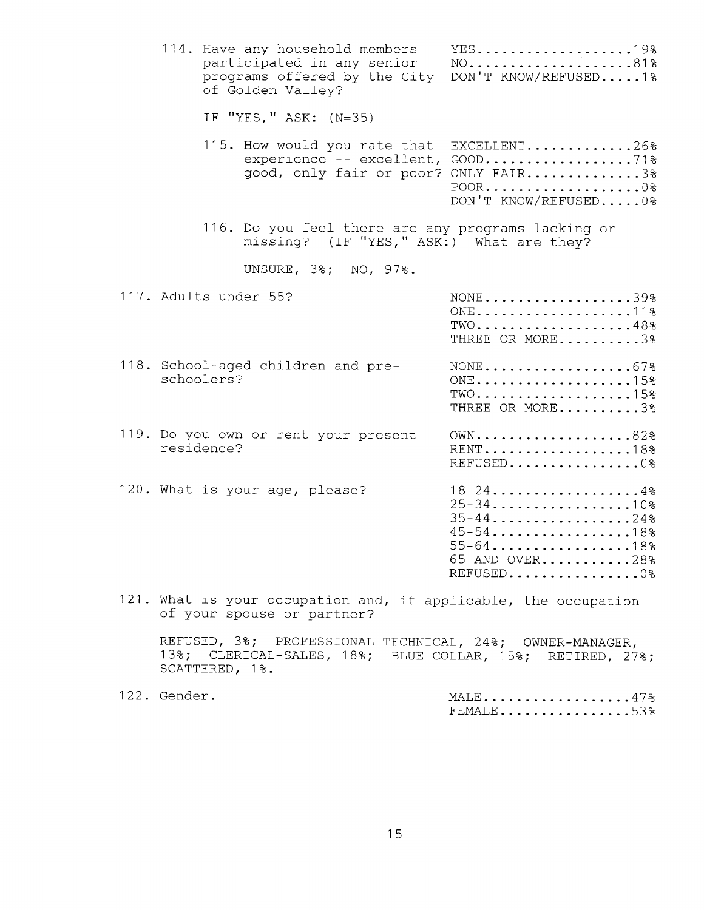114. Have any household members participated in any senior programs offered by the City of Golden Valley?

| | |
|---|---|
| YES | 19% |
| NO | 81% |
| DON'T KNOW/REFUSED | 1% |

IF "YES," ASK: (N=35)

115. How would you rate that experience -- excellent, good, only fair or poor?

| | |
|---|---|
| EXCELLENT | 26% |
| GOOD | 71% |
| ONLY FAIR | 3% |
| POOR | 0% |
| DON'T KNOW/REFUSED | 0% |

116. Do you feel there are any programs lacking or missing? (IF "YES," ASK:) What are they?

UNSURE, 3%; NO, 97%.

117. Adults under 55?

| | |
|---|---|
| NONE | 39% |
| ONE | 11% |
| TWO | 48% |
| THREE OR MORE | 3% |

118. School-aged children and pre-schoolers?

| | |
|---|---|
| NONE | 67% |
| ONE | 15% |
| TWO | 15% |
| THREE OR MORE | 3% |

119. Do you own or rent your present residence?

| | |
|---|---|
| OWN | 82% |
| RENT | 18% |
| REFUSED | 0% |

120. What is your age, please?

| | |
|---|---|
| 18-24 | 4% |
| 25-34 | 10% |
| 35-44 | 24% |
| 45-54 | 18% |
| 55-64 | 18% |
| 65 AND OVER | 28% |
| REFUSED | 0% |

121. What is your occupation and, if applicable, the occupation of your spouse or partner?

REFUSED, 3%; PROFESSIONAL-TECHNICAL, 24%; OWNER-MANAGER, 13%; CLERICAL-SALES, 18%; BLUE COLLAR, 15%; RETIRED, 27%; SCATTERED, 1%.

122. Gender.

| | |
|---|---|
| MALE | 47% |
| FEMALE | 53% |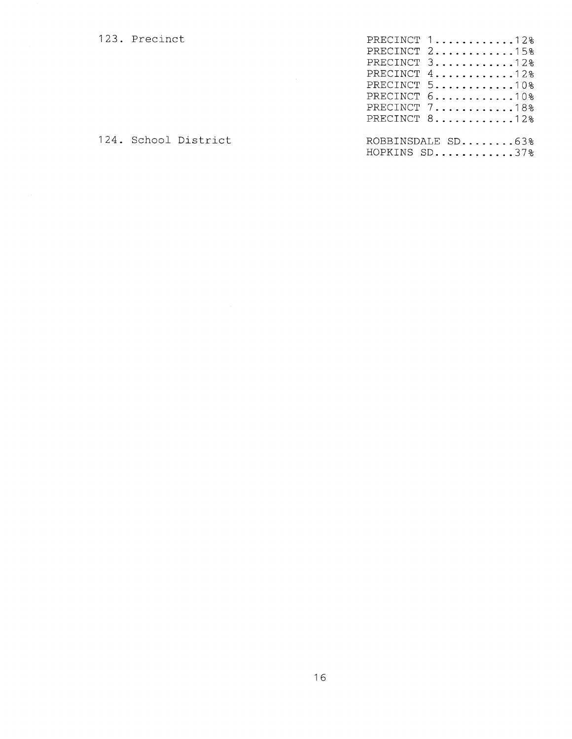123. Precinct

PRECINCT 1............12%
PRECINCT 2............15%
PRECINCT 3............12%
PRECINCT 4............12%
PRECINCT 5............10%
PRECINCT 6............10%
PRECINCT 7............18%
PRECINCT 8............12%

124. School District

ROBBINSDALE SD........63%
HOPKINS SD............37%